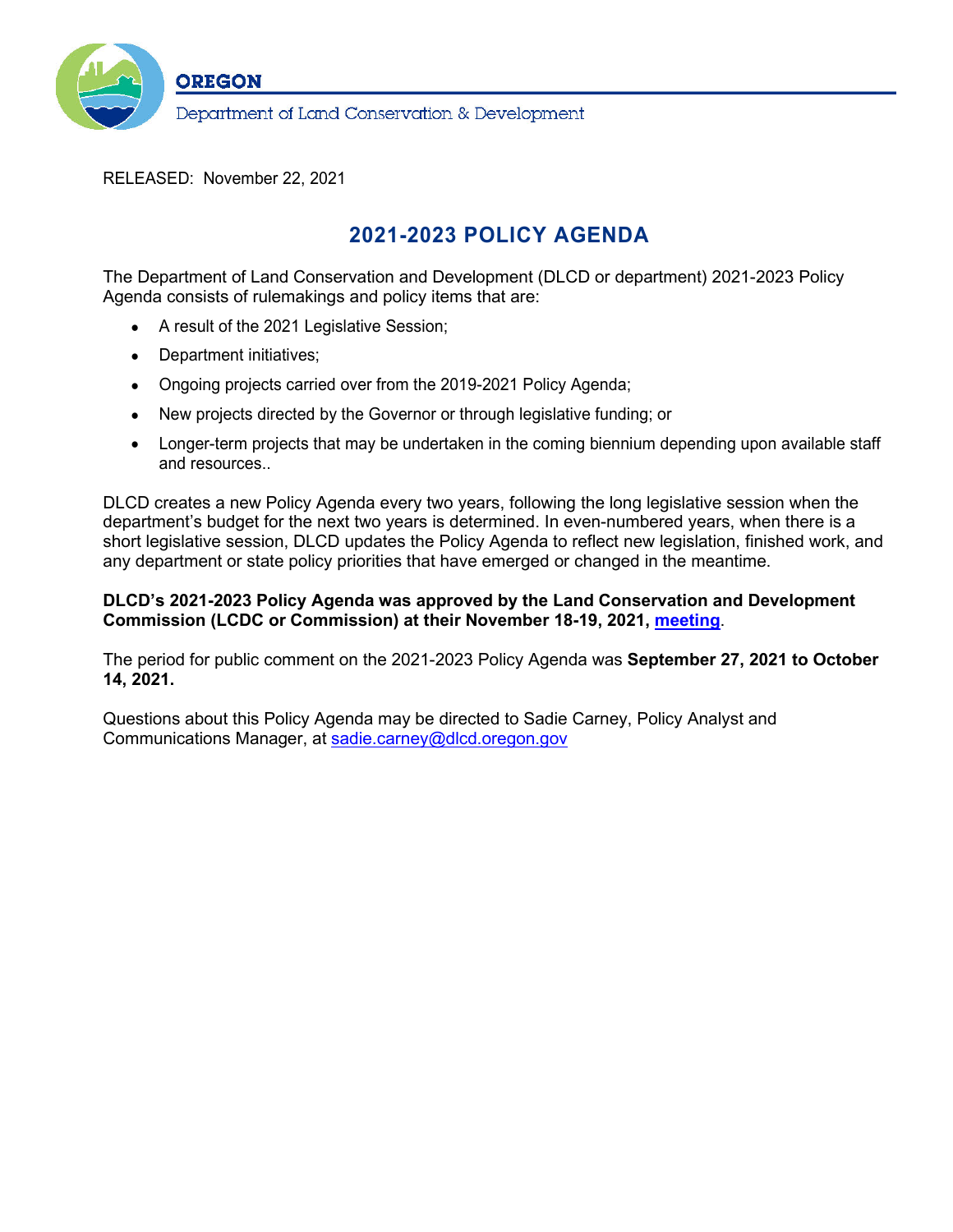**OREGON**

Department of Land Conservation & Development

RELEASED: November 22, 2021

# 2021-2023 POLICY AGENDA

The Department of Land Conservation and Development (DLCD or department) 2021-2023 Policy Agenda consists of rulemakings and policy items that are:

- A result of the 2021 Legislative Session;
- Department initiatives;
- Ongoing projects carried over from the 2019-2021 Policy Agenda;
- New projects directed by the Governor or through legislative funding; or
- Longer-term projects that may be undertaken in the coming biennium depending upon available staff and resources..

DLCD creates a new Policy Agenda every two years, following the long legislative session when the department's budget for the next two years is determined. In even-numbered years, when there is a short legislative session, DLCD updates the Policy Agenda to reflect new legislation, finished work, and any department or state policy priorities that have emerged or changed in the meantime.

**DLCD's 2021-2023 Policy Agenda was approved by the Land Conservation and Development Commission (LCDC or Commission) at their November 18-19, 2021, meeting.**

The period for public comment on the 2021-2023 Policy Agenda was **September 27, 2021 to October 14, 2021.**

Questions about this Policy Agenda may be directed to Sadie Carney, Policy Analyst and Communications Manager, at sadie.carney@dlcd.oregon.gov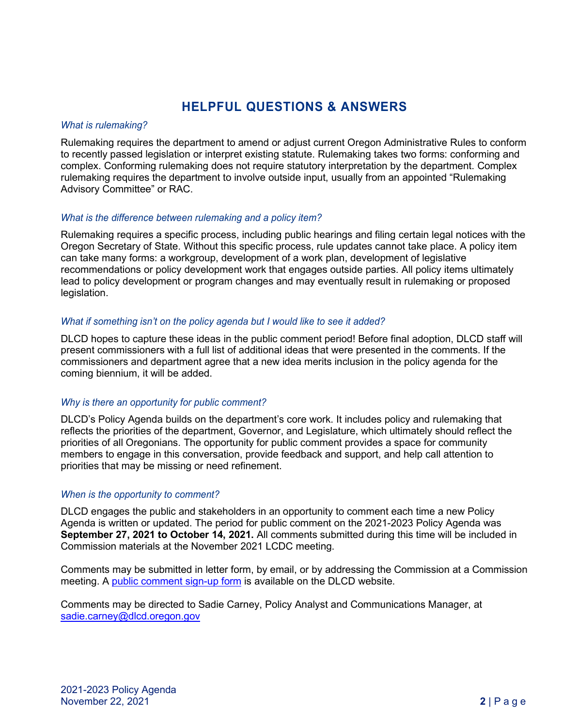## HELPFUL QUESTIONS & ANSWERS

*What is rulemaking?*

Rulemaking requires the department to amend or adjust current Oregon Administrative Rules to conform to recently passed legislation or interpret existing statute. Rulemaking takes two forms: conforming and complex. Conforming rulemaking does not require statutory interpretation by the department. Complex rulemaking requires the department to involve outside input, usually from an appointed "Rulemaking Advisory Committee" or RAC.

*What is the difference between rulemaking and a policy item?*

Rulemaking requires a specific process, including public hearings and filing certain legal notices with the Oregon Secretary of State. Without this specific process, rule updates cannot take place. A policy item can take many forms: a workgroup, development of a work plan, development of legislative recommendations or policy development work that engages outside parties. All policy items ultimately lead to policy development or program changes and may eventually result in rulemaking or proposed legislation.

*What if something isn't on the policy agenda but I would like to see it added?*

DLCD hopes to capture these ideas in the public comment period! Before final adoption, DLCD staff will present commissioners with a full list of additional ideas that were presented in the comments. If the commissioners and department agree that a new idea merits inclusion in the policy agenda for the coming biennium, it will be added.

*Why is there an opportunity for public comment?*

DLCD's Policy Agenda builds on the department's core work. It includes policy and rulemaking that reflects the priorities of the department, Governor, and Legislature, which ultimately should reflect the priorities of all Oregonians. The opportunity for public comment provides a space for community members to engage in this conversation, provide feedback and support, and help call attention to priorities that may be missing or need refinement.

*When is the opportunity to comment?*

DLCD engages the public and stakeholders in an opportunity to comment each time a new Policy Agenda is written or updated. The period for public comment on the 2021-2023 Policy Agenda was **September 27, 2021 to October 14, 2021.** All comments submitted during this time will be included in Commission materials at the November 2021 LCDC meeting.

Comments may be submitted in letter form, by email, or by addressing the Commission at a Commission meeting. A public comment sign-up form is available on the DLCD website.

Comments may be directed to Sadie Carney, Policy Analyst and Communications Manager, at sadie.carney@dlcd.oregon.gov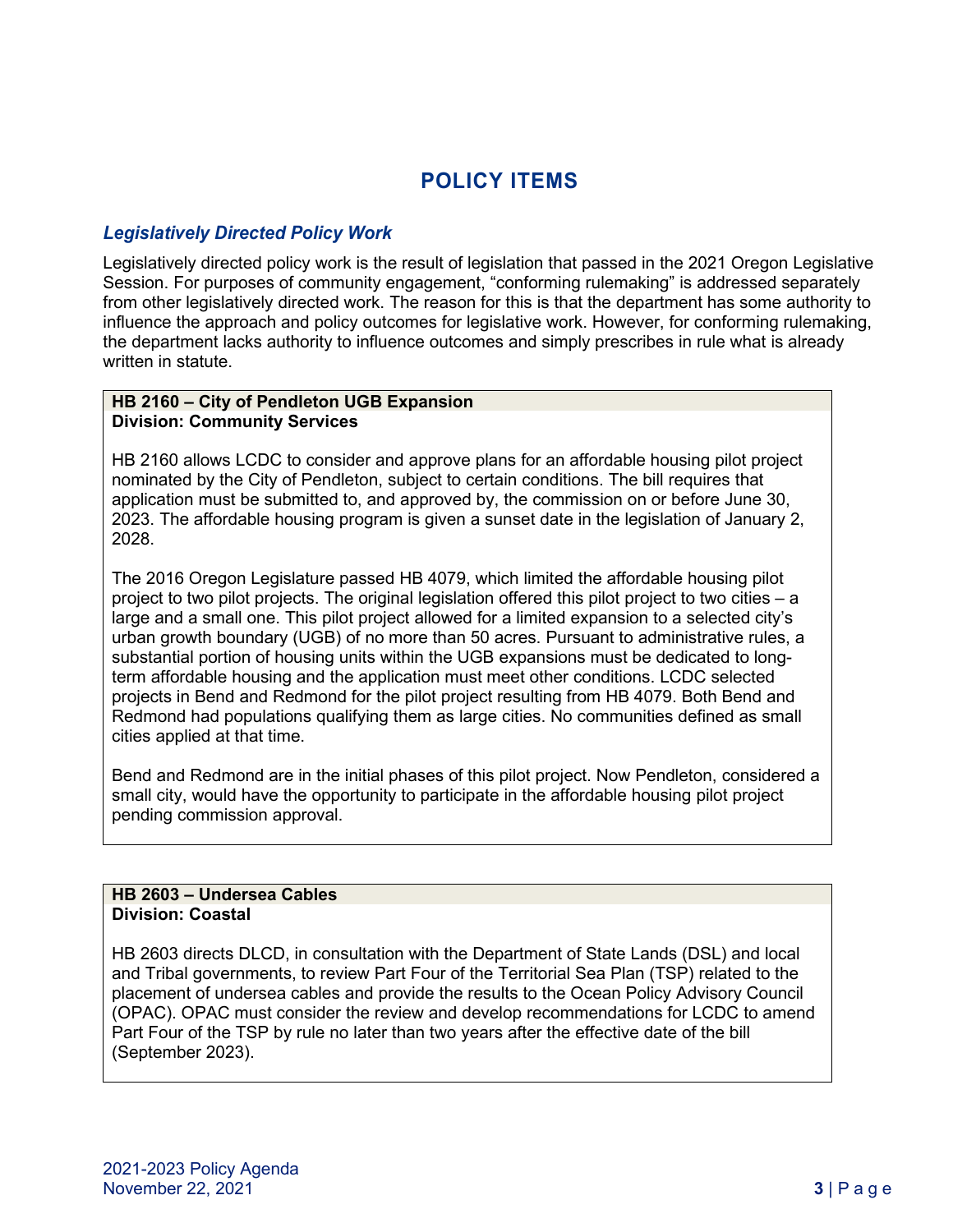# POLICY ITEMS

## *Legislatively Directed Policy Work*

Legislatively directed policy work is the result of legislation that passed in the 2021 Oregon Legislative Session. For purposes of community engagement, "conforming rulemaking" is addressed separately from other legislatively directed work. The reason for this is that the department has some authority to influence the approach and policy outcomes for legislative work. However, for conforming rulemaking, the department lacks authority to influence outcomes and simply prescribes in rule what is already written in statute.

**HB 2160 – City of Pendleton UGB Expansion**
**Division: Community Services**

HB 2160 allows LCDC to consider and approve plans for an affordable housing pilot project nominated by the City of Pendleton, subject to certain conditions. The bill requires that application must be submitted to, and approved by, the commission on or before June 30, 2023. The affordable housing program is given a sunset date in the legislation of January 2, 2028.

The 2016 Oregon Legislature passed HB 4079, which limited the affordable housing pilot project to two pilot projects. The original legislation offered this pilot project to two cities – a large and a small one. This pilot project allowed for a limited expansion to a selected city's urban growth boundary (UGB) of no more than 50 acres. Pursuant to administrative rules, a substantial portion of housing units within the UGB expansions must be dedicated to long-term affordable housing and the application must meet other conditions. LCDC selected projects in Bend and Redmond for the pilot project resulting from HB 4079. Both Bend and Redmond had populations qualifying them as large cities. No communities defined as small cities applied at that time.

Bend and Redmond are in the initial phases of this pilot project. Now Pendleton, considered a small city, would have the opportunity to participate in the affordable housing pilot project pending commission approval.

**HB 2603 – Undersea Cables**
**Division: Coastal**

HB 2603 directs DLCD, in consultation with the Department of State Lands (DSL) and local and Tribal governments, to review Part Four of the Territorial Sea Plan (TSP) related to the placement of undersea cables and provide the results to the Ocean Policy Advisory Council (OPAC). OPAC must consider the review and develop recommendations for LCDC to amend Part Four of the TSP by rule no later than two years after the effective date of the bill (September 2023).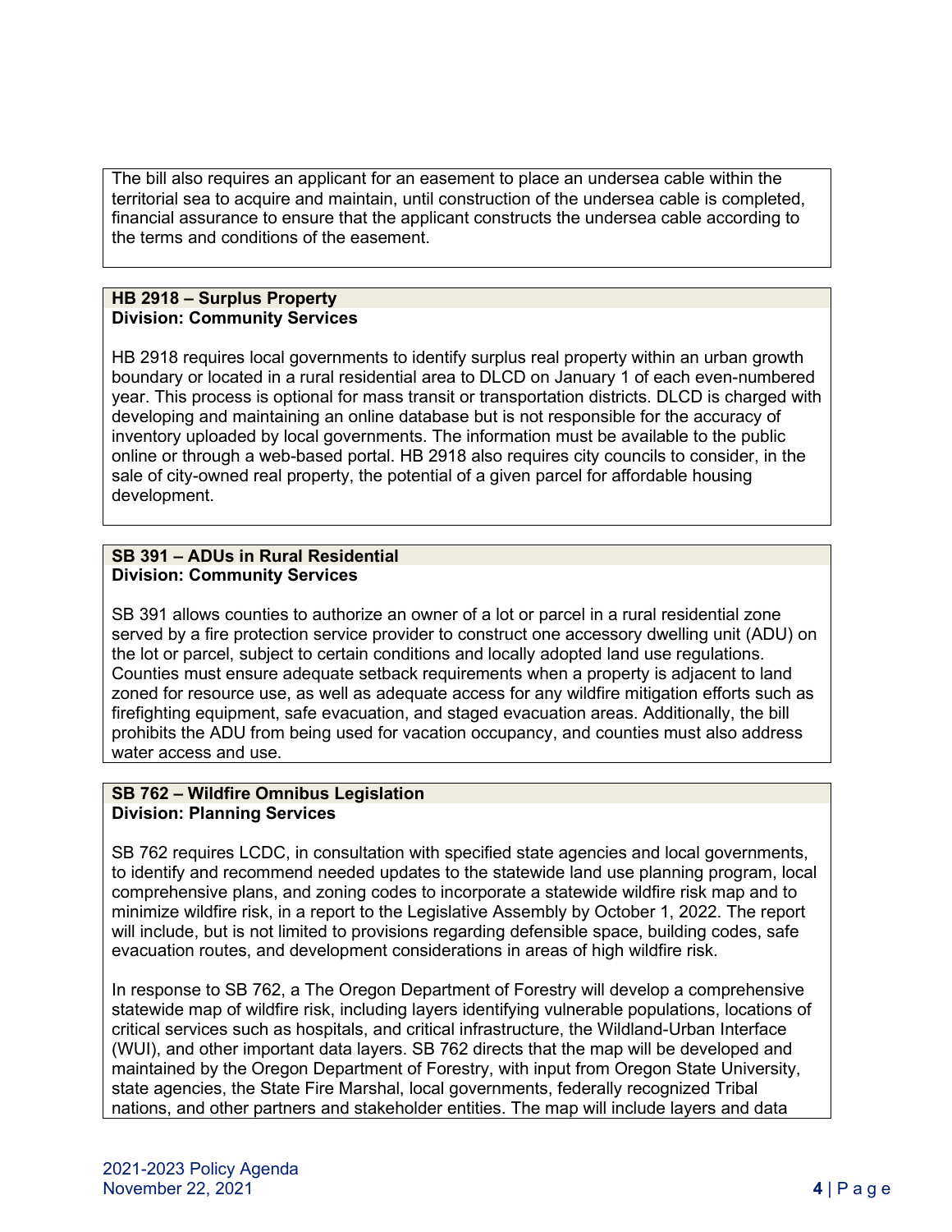The bill also requires an applicant for an easement to place an undersea cable within the territorial sea to acquire and maintain, until construction of the undersea cable is completed, financial assurance to ensure that the applicant constructs the undersea cable according to the terms and conditions of the easement.

**HB 2918 – Surplus Property**
**Division: Community Services**

HB 2918 requires local governments to identify surplus real property within an urban growth boundary or located in a rural residential area to DLCD on January 1 of each even-numbered year. This process is optional for mass transit or transportation districts. DLCD is charged with developing and maintaining an online database but is not responsible for the accuracy of inventory uploaded by local governments. The information must be available to the public online or through a web-based portal. HB 2918 also requires city councils to consider, in the sale of city-owned real property, the potential of a given parcel for affordable housing development.

**SB 391 – ADUs in Rural Residential**
**Division: Community Services**

SB 391 allows counties to authorize an owner of a lot or parcel in a rural residential zone served by a fire protection service provider to construct one accessory dwelling unit (ADU) on the lot or parcel, subject to certain conditions and locally adopted land use regulations. Counties must ensure adequate setback requirements when a property is adjacent to land zoned for resource use, as well as adequate access for any wildfire mitigation efforts such as firefighting equipment, safe evacuation, and staged evacuation areas. Additionally, the bill prohibits the ADU from being used for vacation occupancy, and counties must also address water access and use.

**SB 762 – Wildfire Omnibus Legislation**
**Division: Planning Services**

SB 762 requires LCDC, in consultation with specified state agencies and local governments, to identify and recommend needed updates to the statewide land use planning program, local comprehensive plans, and zoning codes to incorporate a statewide wildfire risk map and to minimize wildfire risk, in a report to the Legislative Assembly by October 1, 2022. The report will include, but is not limited to provisions regarding defensible space, building codes, safe evacuation routes, and development considerations in areas of high wildfire risk.

In response to SB 762, a The Oregon Department of Forestry will develop a comprehensive statewide map of wildfire risk, including layers identifying vulnerable populations, locations of critical services such as hospitals, and critical infrastructure, the Wildland-Urban Interface (WUI), and other important data layers. SB 762 directs that the map will be developed and maintained by the Oregon Department of Forestry, with input from Oregon State University, state agencies, the State Fire Marshal, local governments, federally recognized Tribal nations, and other partners and stakeholder entities. The map will include layers and data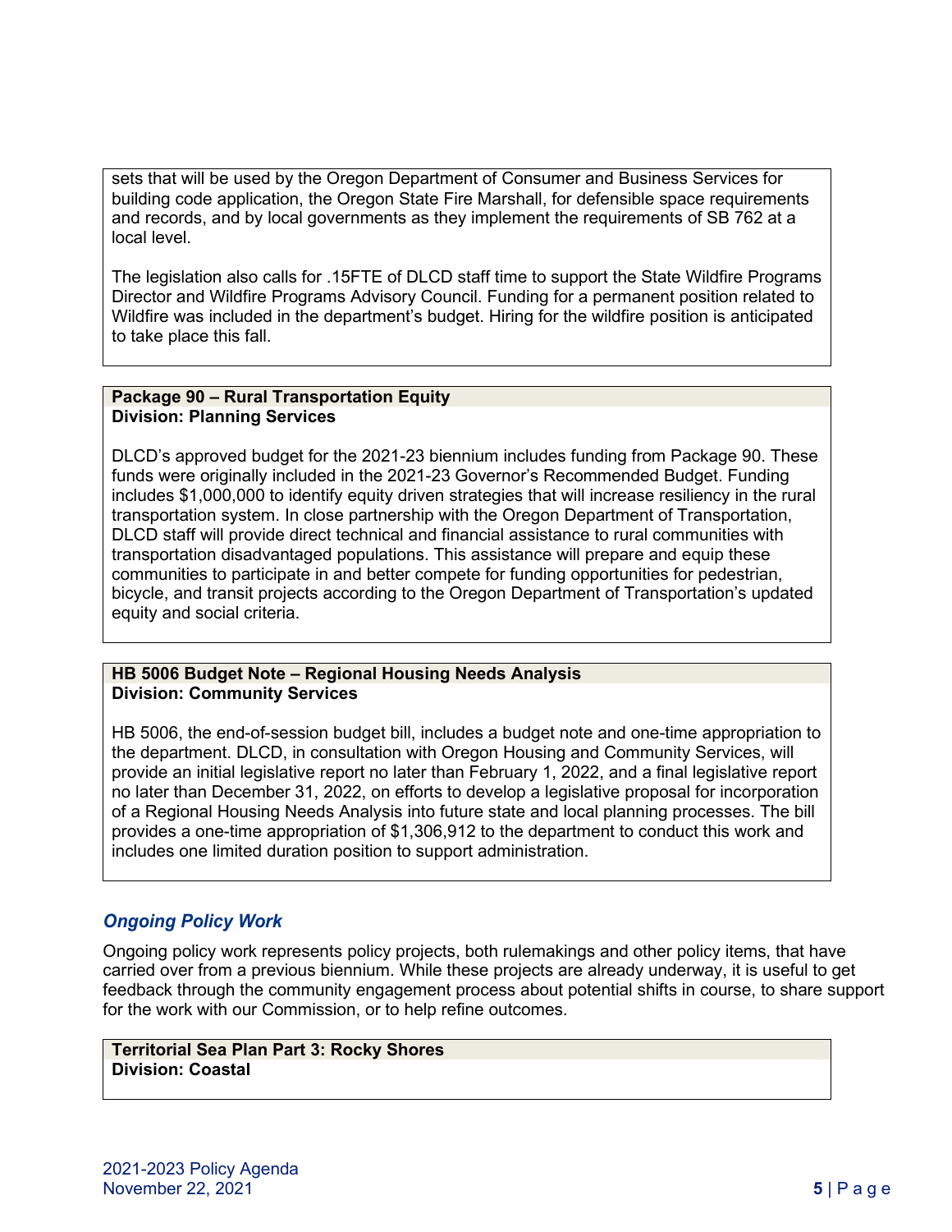sets that will be used by the Oregon Department of Consumer and Business Services for building code application, the Oregon State Fire Marshall, for defensible space requirements and records, and by local governments as they implement the requirements of SB 762 at a local level.

The legislation also calls for .15FTE of DLCD staff time to support the State Wildfire Programs Director and Wildfire Programs Advisory Council. Funding for a permanent position related to Wildfire was included in the department's budget. Hiring for the wildfire position is anticipated to take place this fall.

**Package 90 – Rural Transportation Equity**
**Division: Planning Services**

DLCD's approved budget for the 2021-23 biennium includes funding from Package 90. These funds were originally included in the 2021-23 Governor's Recommended Budget. Funding includes $1,000,000 to identify equity driven strategies that will increase resiliency in the rural transportation system. In close partnership with the Oregon Department of Transportation, DLCD staff will provide direct technical and financial assistance to rural communities with transportation disadvantaged populations. This assistance will prepare and equip these communities to participate in and better compete for funding opportunities for pedestrian, bicycle, and transit projects according to the Oregon Department of Transportation's updated equity and social criteria.

**HB 5006 Budget Note – Regional Housing Needs Analysis**
**Division: Community Services**

HB 5006, the end-of-session budget bill, includes a budget note and one-time appropriation to the department. DLCD, in consultation with Oregon Housing and Community Services, will provide an initial legislative report no later than February 1, 2022, and a final legislative report no later than December 31, 2022, on efforts to develop a legislative proposal for incorporation of a Regional Housing Needs Analysis into future state and local planning processes. The bill provides a one-time appropriation of $1,306,912 to the department to conduct this work and includes one limited duration position to support administration.

### *Ongoing Policy Work*

Ongoing policy work represents policy projects, both rulemakings and other policy items, that have carried over from a previous biennium. While these projects are already underway, it is useful to get feedback through the community engagement process about potential shifts in course, to share support for the work with our Commission, or to help refine outcomes.

**Territorial Sea Plan Part 3: Rocky Shores**
**Division: Coastal**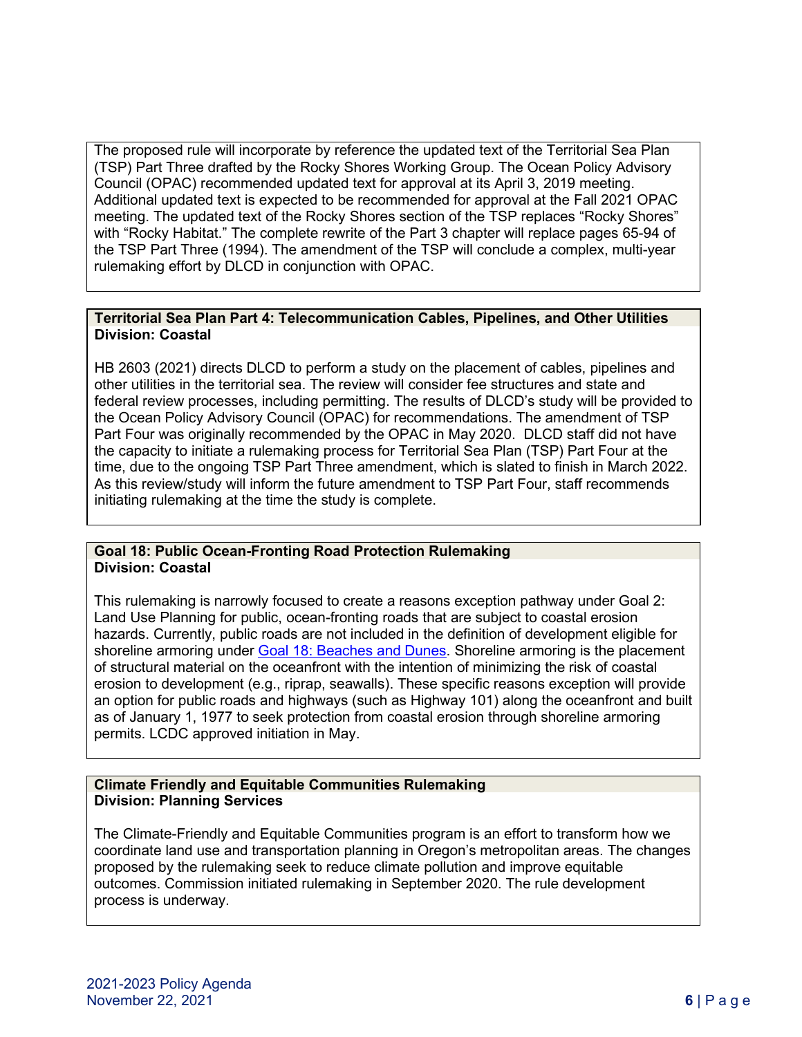The proposed rule will incorporate by reference the updated text of the Territorial Sea Plan (TSP) Part Three drafted by the Rocky Shores Working Group. The Ocean Policy Advisory Council (OPAC) recommended updated text for approval at its April 3, 2019 meeting. Additional updated text is expected to be recommended for approval at the Fall 2021 OPAC meeting. The updated text of the Rocky Shores section of the TSP replaces "Rocky Shores" with "Rocky Habitat." The complete rewrite of the Part 3 chapter will replace pages 65-94 of the TSP Part Three (1994). The amendment of the TSP will conclude a complex, multi-year rulemaking effort by DLCD in conjunction with OPAC.

**Territorial Sea Plan Part 4: Telecommunication Cables, Pipelines, and Other Utilities**
**Division: Coastal**

HB 2603 (2021) directs DLCD to perform a study on the placement of cables, pipelines and other utilities in the territorial sea. The review will consider fee structures and state and federal review processes, including permitting. The results of DLCD's study will be provided to the Ocean Policy Advisory Council (OPAC) for recommendations. The amendment of TSP Part Four was originally recommended by the OPAC in May 2020. DLCD staff did not have the capacity to initiate a rulemaking process for Territorial Sea Plan (TSP) Part Four at the time, due to the ongoing TSP Part Three amendment, which is slated to finish in March 2022. As this review/study will inform the future amendment to TSP Part Four, staff recommends initiating rulemaking at the time the study is complete.

**Goal 18: Public Ocean-Fronting Road Protection Rulemaking**
**Division: Coastal**

This rulemaking is narrowly focused to create a reasons exception pathway under Goal 2: Land Use Planning for public, ocean-fronting roads that are subject to coastal erosion hazards. Currently, public roads are not included in the definition of development eligible for shoreline armoring under Goal 18: Beaches and Dunes. Shoreline armoring is the placement of structural material on the oceanfront with the intention of minimizing the risk of coastal erosion to development (e.g., riprap, seawalls). These specific reasons exception will provide an option for public roads and highways (such as Highway 101) along the oceanfront and built as of January 1, 1977 to seek protection from coastal erosion through shoreline armoring permits. LCDC approved initiation in May.

**Climate Friendly and Equitable Communities Rulemaking**
**Division: Planning Services**

The Climate-Friendly and Equitable Communities program is an effort to transform how we coordinate land use and transportation planning in Oregon's metropolitan areas. The changes proposed by the rulemaking seek to reduce climate pollution and improve equitable outcomes. Commission initiated rulemaking in September 2020. The rule development process is underway.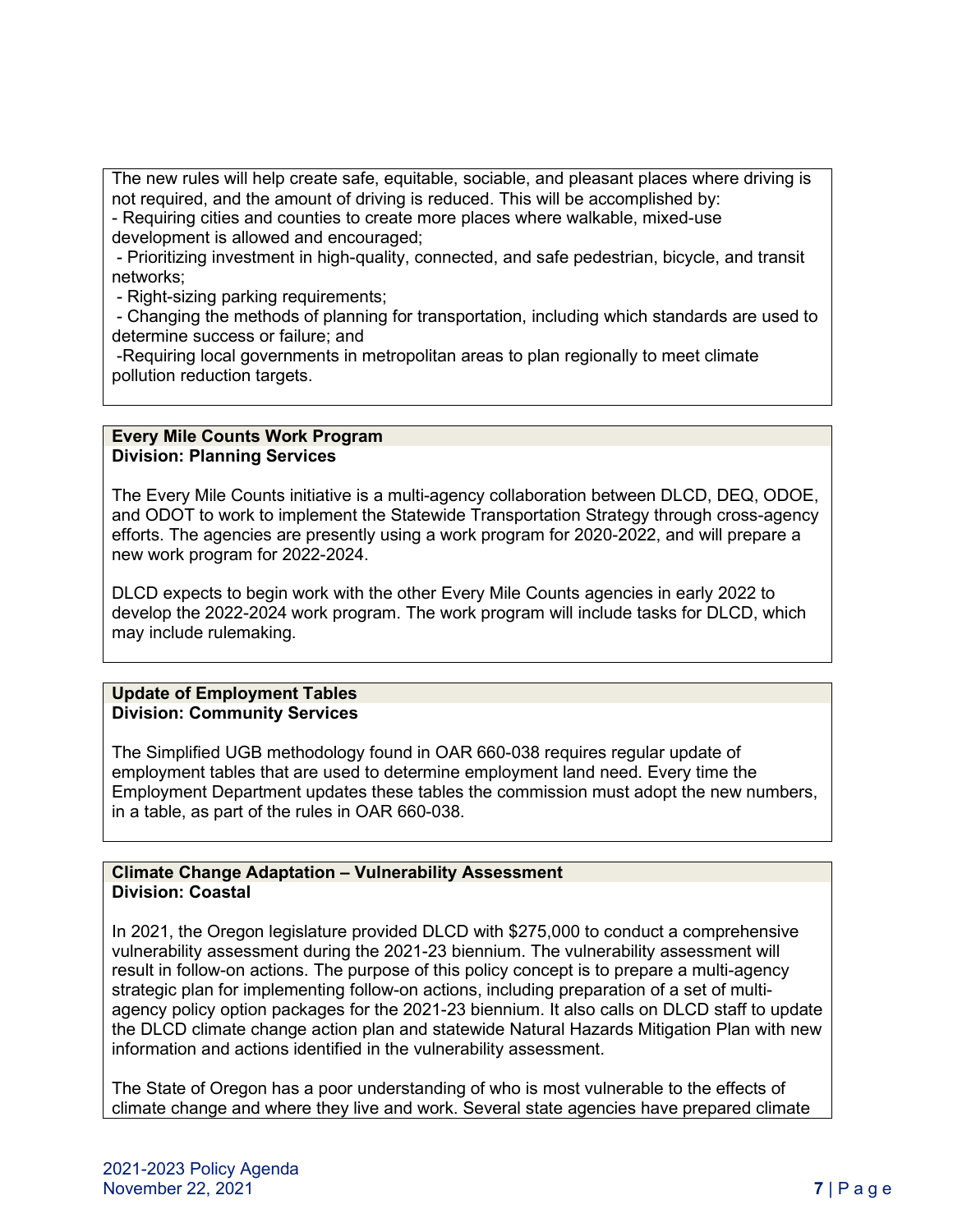The new rules will help create safe, equitable, sociable, and pleasant places where driving is not required, and the amount of driving is reduced. This will be accomplished by:

- Requiring cities and counties to create more places where walkable, mixed-use development is allowed and encouraged;
- Prioritizing investment in high-quality, connected, and safe pedestrian, bicycle, and transit networks;
- Right-sizing parking requirements;
- Changing the methods of planning for transportation, including which standards are used to determine success or failure; and
- Requiring local governments in metropolitan areas to plan regionally to meet climate pollution reduction targets.

**Every Mile Counts Work Program**
**Division: Planning Services**

The Every Mile Counts initiative is a multi-agency collaboration between DLCD, DEQ, ODOE, and ODOT to work to implement the Statewide Transportation Strategy through cross-agency efforts. The agencies are presently using a work program for 2020-2022, and will prepare a new work program for 2022-2024.

DLCD expects to begin work with the other Every Mile Counts agencies in early 2022 to develop the 2022-2024 work program. The work program will include tasks for DLCD, which may include rulemaking.

**Update of Employment Tables**
**Division: Community Services**

The Simplified UGB methodology found in OAR 660-038 requires regular update of employment tables that are used to determine employment land need. Every time the Employment Department updates these tables the commission must adopt the new numbers, in a table, as part of the rules in OAR 660-038.

**Climate Change Adaptation – Vulnerability Assessment**
**Division: Coastal**

In 2021, the Oregon legislature provided DLCD with $275,000 to conduct a comprehensive vulnerability assessment during the 2021-23 biennium. The vulnerability assessment will result in follow-on actions. The purpose of this policy concept is to prepare a multi-agency strategic plan for implementing follow-on actions, including preparation of a set of multi-agency policy option packages for the 2021-23 biennium. It also calls on DLCD staff to update the DLCD climate change action plan and statewide Natural Hazards Mitigation Plan with new information and actions identified in the vulnerability assessment.

The State of Oregon has a poor understanding of who is most vulnerable to the effects of climate change and where they live and work. Several state agencies have prepared climate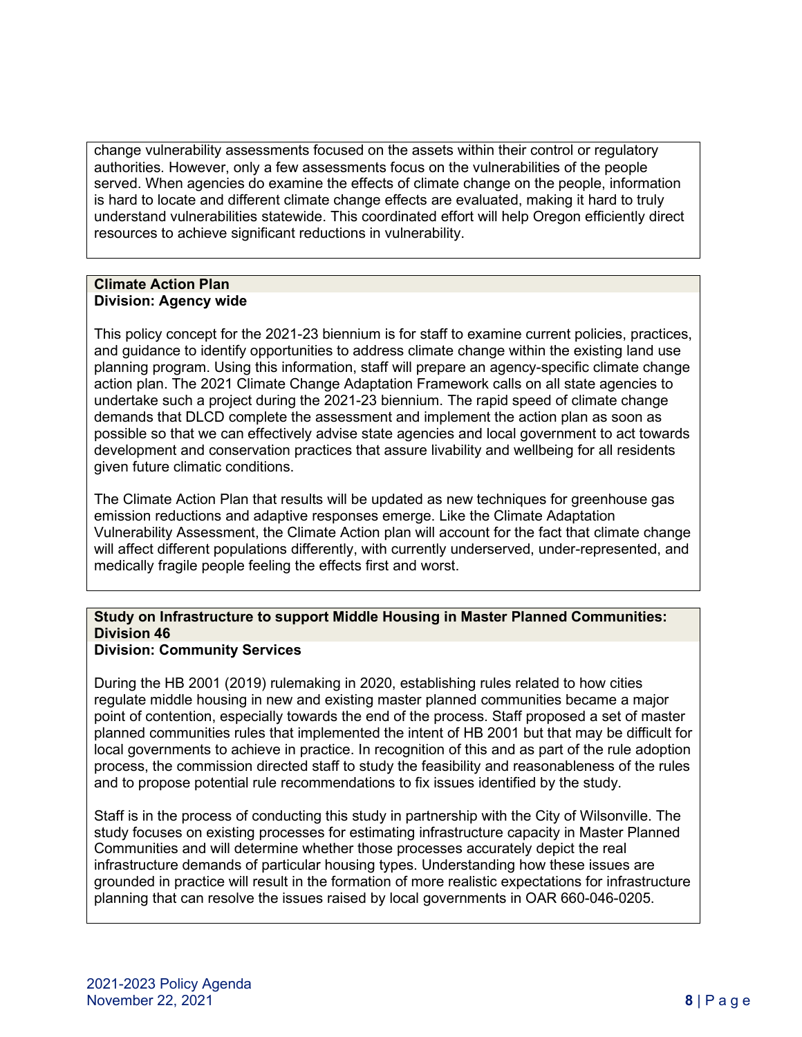change vulnerability assessments focused on the assets within their control or regulatory authorities. However, only a few assessments focus on the vulnerabilities of the people served. When agencies do examine the effects of climate change on the people, information is hard to locate and different climate change effects are evaluated, making it hard to truly understand vulnerabilities statewide. This coordinated effort will help Oregon efficiently direct resources to achieve significant reductions in vulnerability.

**Climate Action Plan**
**Division: Agency wide**

This policy concept for the 2021-23 biennium is for staff to examine current policies, practices, and guidance to identify opportunities to address climate change within the existing land use planning program. Using this information, staff will prepare an agency-specific climate change action plan. The 2021 Climate Change Adaptation Framework calls on all state agencies to undertake such a project during the 2021-23 biennium. The rapid speed of climate change demands that DLCD complete the assessment and implement the action plan as soon as possible so that we can effectively advise state agencies and local government to act towards development and conservation practices that assure livability and wellbeing for all residents given future climatic conditions.

The Climate Action Plan that results will be updated as new techniques for greenhouse gas emission reductions and adaptive responses emerge. Like the Climate Adaptation Vulnerability Assessment, the Climate Action plan will account for the fact that climate change will affect different populations differently, with currently underserved, under-represented, and medically fragile people feeling the effects first and worst.

**Study on Infrastructure to support Middle Housing in Master Planned Communities: Division 46**
**Division: Community Services**

During the HB 2001 (2019) rulemaking in 2020, establishing rules related to how cities regulate middle housing in new and existing master planned communities became a major point of contention, especially towards the end of the process. Staff proposed a set of master planned communities rules that implemented the intent of HB 2001 but that may be difficult for local governments to achieve in practice. In recognition of this and as part of the rule adoption process, the commission directed staff to study the feasibility and reasonableness of the rules and to propose potential rule recommendations to fix issues identified by the study.

Staff is in the process of conducting this study in partnership with the City of Wilsonville. The study focuses on existing processes for estimating infrastructure capacity in Master Planned Communities and will determine whether those processes accurately depict the real infrastructure demands of particular housing types. Understanding how these issues are grounded in practice will result in the formation of more realistic expectations for infrastructure planning that can resolve the issues raised by local governments in OAR 660-046-0205.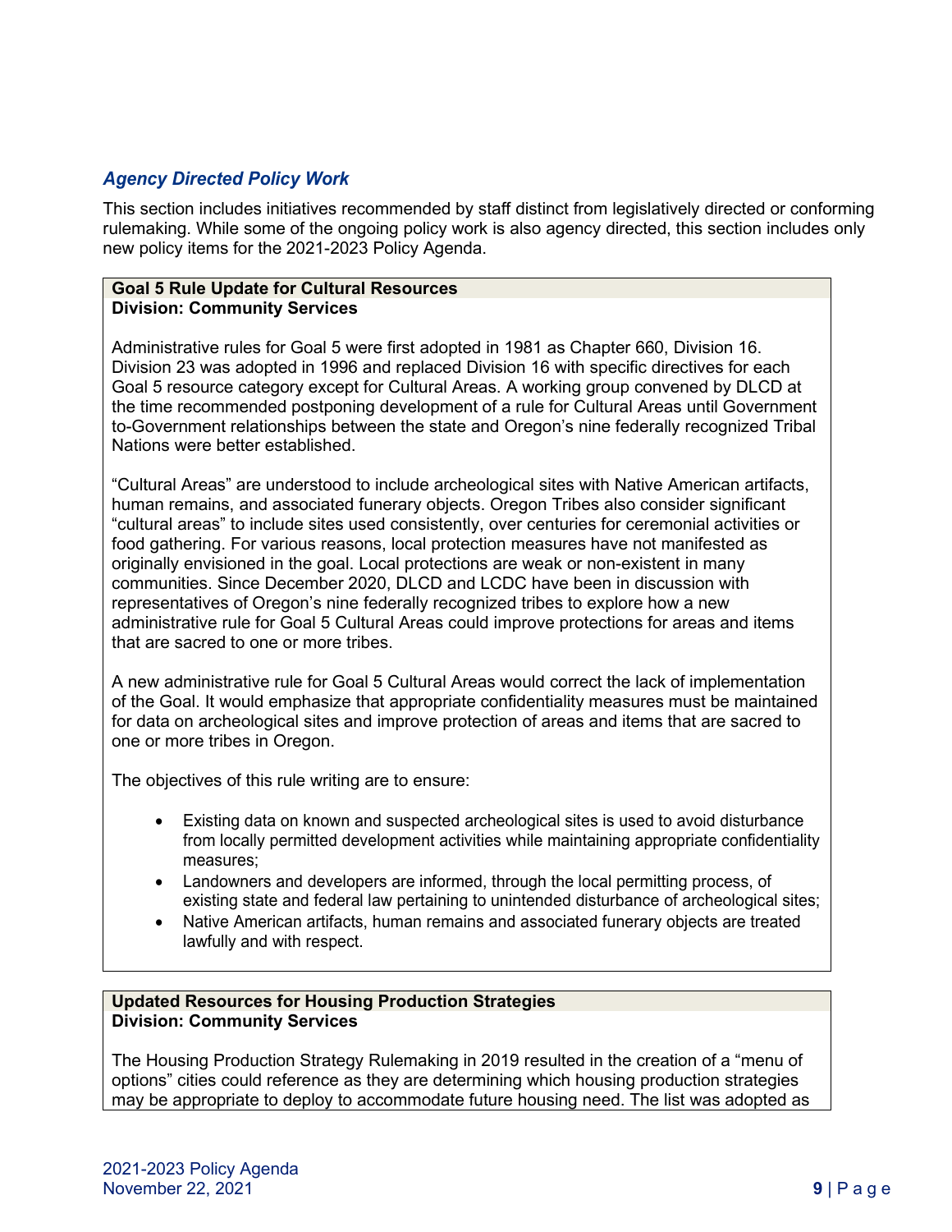## *Agency Directed Policy Work*

This section includes initiatives recommended by staff distinct from legislatively directed or conforming rulemaking. While some of the ongoing policy work is also agency directed, this section includes only new policy items for the 2021-2023 Policy Agenda.

**Goal 5 Rule Update for Cultural Resources**
**Division: Community Services**

Administrative rules for Goal 5 were first adopted in 1981 as Chapter 660, Division 16. Division 23 was adopted in 1996 and replaced Division 16 with specific directives for each Goal 5 resource category except for Cultural Areas. A working group convened by DLCD at the time recommended postponing development of a rule for Cultural Areas until Government to-Government relationships between the state and Oregon's nine federally recognized Tribal Nations were better established.

"Cultural Areas" are understood to include archeological sites with Native American artifacts, human remains, and associated funerary objects. Oregon Tribes also consider significant "cultural areas" to include sites used consistently, over centuries for ceremonial activities or food gathering. For various reasons, local protection measures have not manifested as originally envisioned in the goal. Local protections are weak or non-existent in many communities. Since December 2020, DLCD and LCDC have been in discussion with representatives of Oregon's nine federally recognized tribes to explore how a new administrative rule for Goal 5 Cultural Areas could improve protections for areas and items that are sacred to one or more tribes.

A new administrative rule for Goal 5 Cultural Areas would correct the lack of implementation of the Goal. It would emphasize that appropriate confidentiality measures must be maintained for data on archeological sites and improve protection of areas and items that are sacred to one or more tribes in Oregon.

The objectives of this rule writing are to ensure:

- Existing data on known and suspected archeological sites is used to avoid disturbance from locally permitted development activities while maintaining appropriate confidentiality measures;
- Landowners and developers are informed, through the local permitting process, of existing state and federal law pertaining to unintended disturbance of archeological sites;
- Native American artifacts, human remains and associated funerary objects are treated lawfully and with respect.

**Updated Resources for Housing Production Strategies**
**Division: Community Services**

The Housing Production Strategy Rulemaking in 2019 resulted in the creation of a "menu of options" cities could reference as they are determining which housing production strategies may be appropriate to deploy to accommodate future housing need. The list was adopted as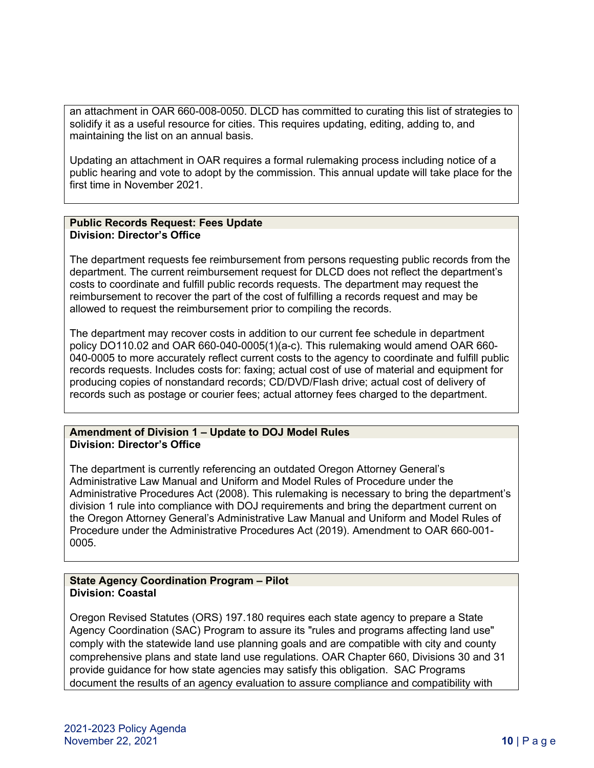an attachment in OAR 660-008-0050. DLCD has committed to curating this list of strategies to solidify it as a useful resource for cities. This requires updating, editing, adding to, and maintaining the list on an annual basis.

Updating an attachment in OAR requires a formal rulemaking process including notice of a public hearing and vote to adopt by the commission. This annual update will take place for the first time in November 2021.

**Public Records Request: Fees Update**
**Division: Director's Office**

The department requests fee reimbursement from persons requesting public records from the department. The current reimbursement request for DLCD does not reflect the department's costs to coordinate and fulfill public records requests. The department may request the reimbursement to recover the part of the cost of fulfilling a records request and may be allowed to request the reimbursement prior to compiling the records.

The department may recover costs in addition to our current fee schedule in department policy DO110.02 and OAR 660-040-0005(1)(a-c). This rulemaking would amend OAR 660-040-0005 to more accurately reflect current costs to the agency to coordinate and fulfill public records requests. Includes costs for: faxing; actual cost of use of material and equipment for producing copies of nonstandard records; CD/DVD/Flash drive; actual cost of delivery of records such as postage or courier fees; actual attorney fees charged to the department.

**Amendment of Division 1 – Update to DOJ Model Rules**
**Division: Director's Office**

The department is currently referencing an outdated Oregon Attorney General's Administrative Law Manual and Uniform and Model Rules of Procedure under the Administrative Procedures Act (2008). This rulemaking is necessary to bring the department's division 1 rule into compliance with DOJ requirements and bring the department current on the Oregon Attorney General's Administrative Law Manual and Uniform and Model Rules of Procedure under the Administrative Procedures Act (2019). Amendment to OAR 660-001-0005.

**State Agency Coordination Program – Pilot**
**Division: Coastal**

Oregon Revised Statutes (ORS) 197.180 requires each state agency to prepare a State Agency Coordination (SAC) Program to assure its "rules and programs affecting land use" comply with the statewide land use planning goals and are compatible with city and county comprehensive plans and state land use regulations. OAR Chapter 660, Divisions 30 and 31 provide guidance for how state agencies may satisfy this obligation. SAC Programs document the results of an agency evaluation to assure compliance and compatibility with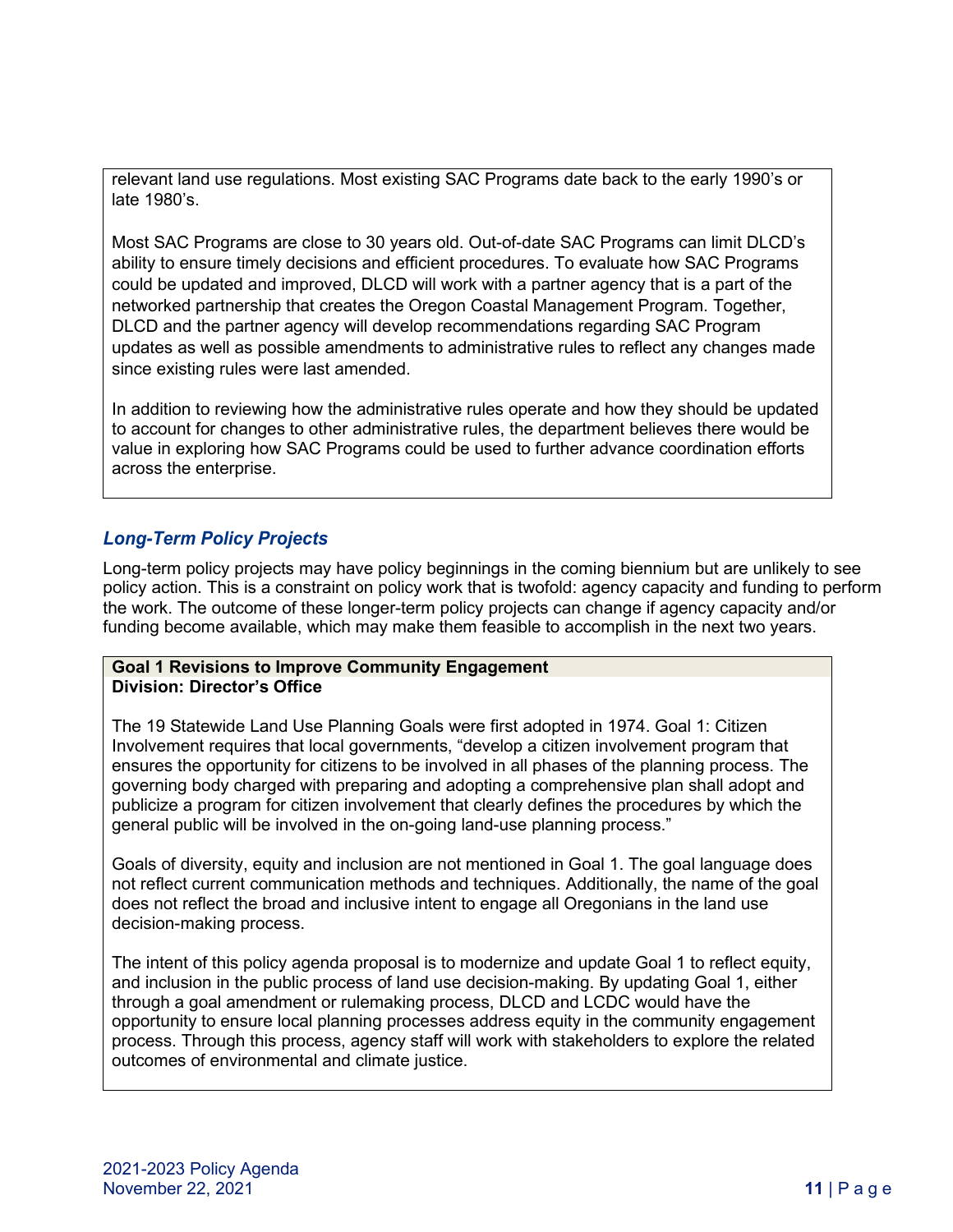relevant land use regulations. Most existing SAC Programs date back to the early 1990's or late 1980's.

Most SAC Programs are close to 30 years old. Out-of-date SAC Programs can limit DLCD's ability to ensure timely decisions and efficient procedures. To evaluate how SAC Programs could be updated and improved, DLCD will work with a partner agency that is a part of the networked partnership that creates the Oregon Coastal Management Program. Together, DLCD and the partner agency will develop recommendations regarding SAC Program updates as well as possible amendments to administrative rules to reflect any changes made since existing rules were last amended.

In addition to reviewing how the administrative rules operate and how they should be updated to account for changes to other administrative rules, the department believes there would be value in exploring how SAC Programs could be used to further advance coordination efforts across the enterprise.

### *Long-Term Policy Projects*

Long-term policy projects may have policy beginnings in the coming biennium but are unlikely to see policy action. This is a constraint on policy work that is twofold: agency capacity and funding to perform the work. The outcome of these longer-term policy projects can change if agency capacity and/or funding become available, which may make them feasible to accomplish in the next two years.

**Goal 1 Revisions to Improve Community Engagement**
**Division: Director's Office**

The 19 Statewide Land Use Planning Goals were first adopted in 1974. Goal 1: Citizen Involvement requires that local governments, "develop a citizen involvement program that ensures the opportunity for citizens to be involved in all phases of the planning process. The governing body charged with preparing and adopting a comprehensive plan shall adopt and publicize a program for citizen involvement that clearly defines the procedures by which the general public will be involved in the on-going land-use planning process."

Goals of diversity, equity and inclusion are not mentioned in Goal 1. The goal language does not reflect current communication methods and techniques. Additionally, the name of the goal does not reflect the broad and inclusive intent to engage all Oregonians in the land use decision-making process.

The intent of this policy agenda proposal is to modernize and update Goal 1 to reflect equity, and inclusion in the public process of land use decision-making. By updating Goal 1, either through a goal amendment or rulemaking process, DLCD and LCDC would have the opportunity to ensure local planning processes address equity in the community engagement process. Through this process, agency staff will work with stakeholders to explore the related outcomes of environmental and climate justice.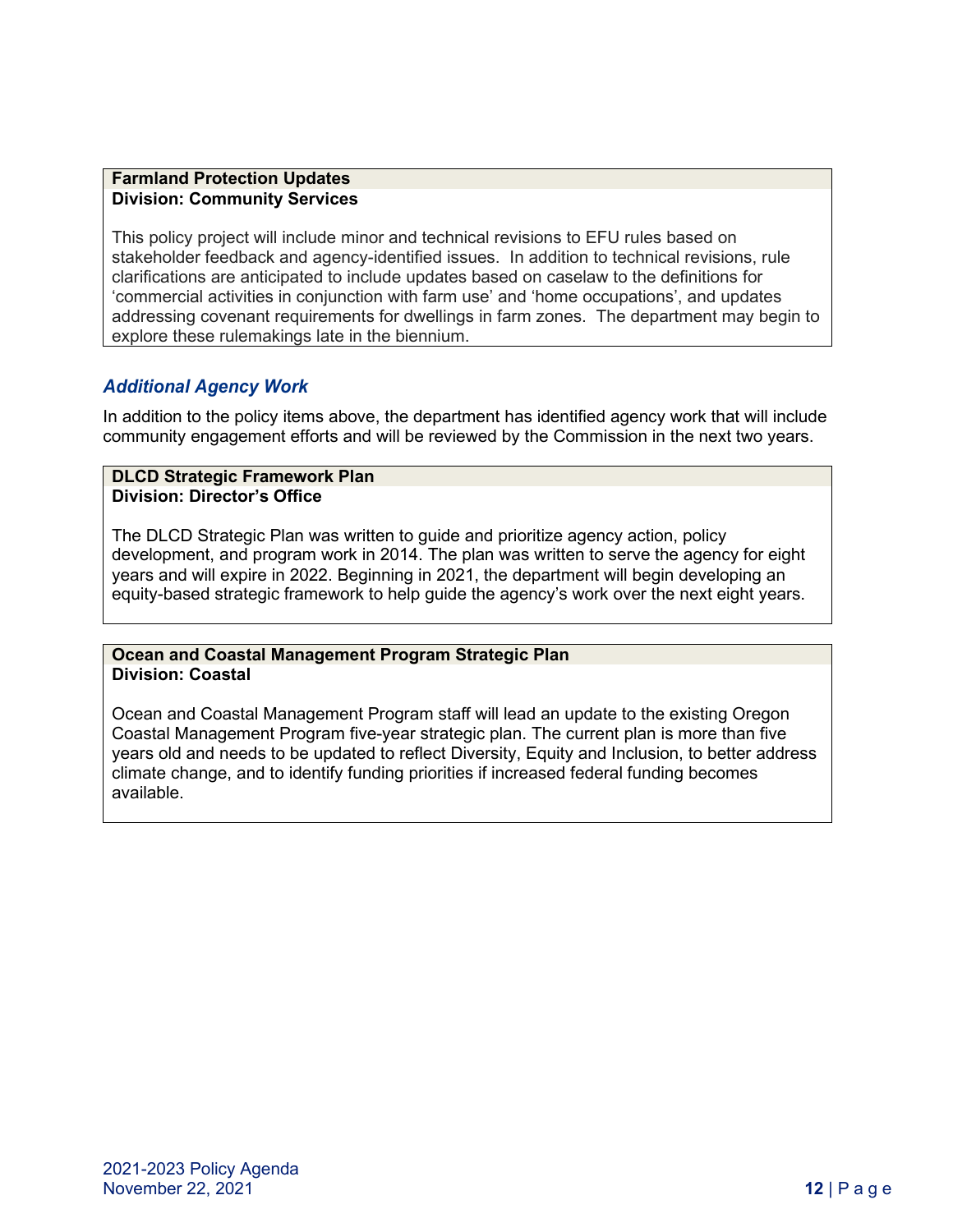**Farmland Protection Updates**
**Division: Community Services**

This policy project will include minor and technical revisions to EFU rules based on stakeholder feedback and agency-identified issues. In addition to technical revisions, rule clarifications are anticipated to include updates based on caselaw to the definitions for 'commercial activities in conjunction with farm use' and 'home occupations', and updates addressing covenant requirements for dwellings in farm zones. The department may begin to explore these rulemakings late in the biennium.

### *Additional Agency Work*

In addition to the policy items above, the department has identified agency work that will include community engagement efforts and will be reviewed by the Commission in the next two years.

**DLCD Strategic Framework Plan**
**Division: Director's Office**

The DLCD Strategic Plan was written to guide and prioritize agency action, policy development, and program work in 2014. The plan was written to serve the agency for eight years and will expire in 2022. Beginning in 2021, the department will begin developing an equity-based strategic framework to help guide the agency's work over the next eight years.

**Ocean and Coastal Management Program Strategic Plan**
**Division: Coastal**

Ocean and Coastal Management Program staff will lead an update to the existing Oregon Coastal Management Program five-year strategic plan. The current plan is more than five years old and needs to be updated to reflect Diversity, Equity and Inclusion, to better address climate change, and to identify funding priorities if increased federal funding becomes available.